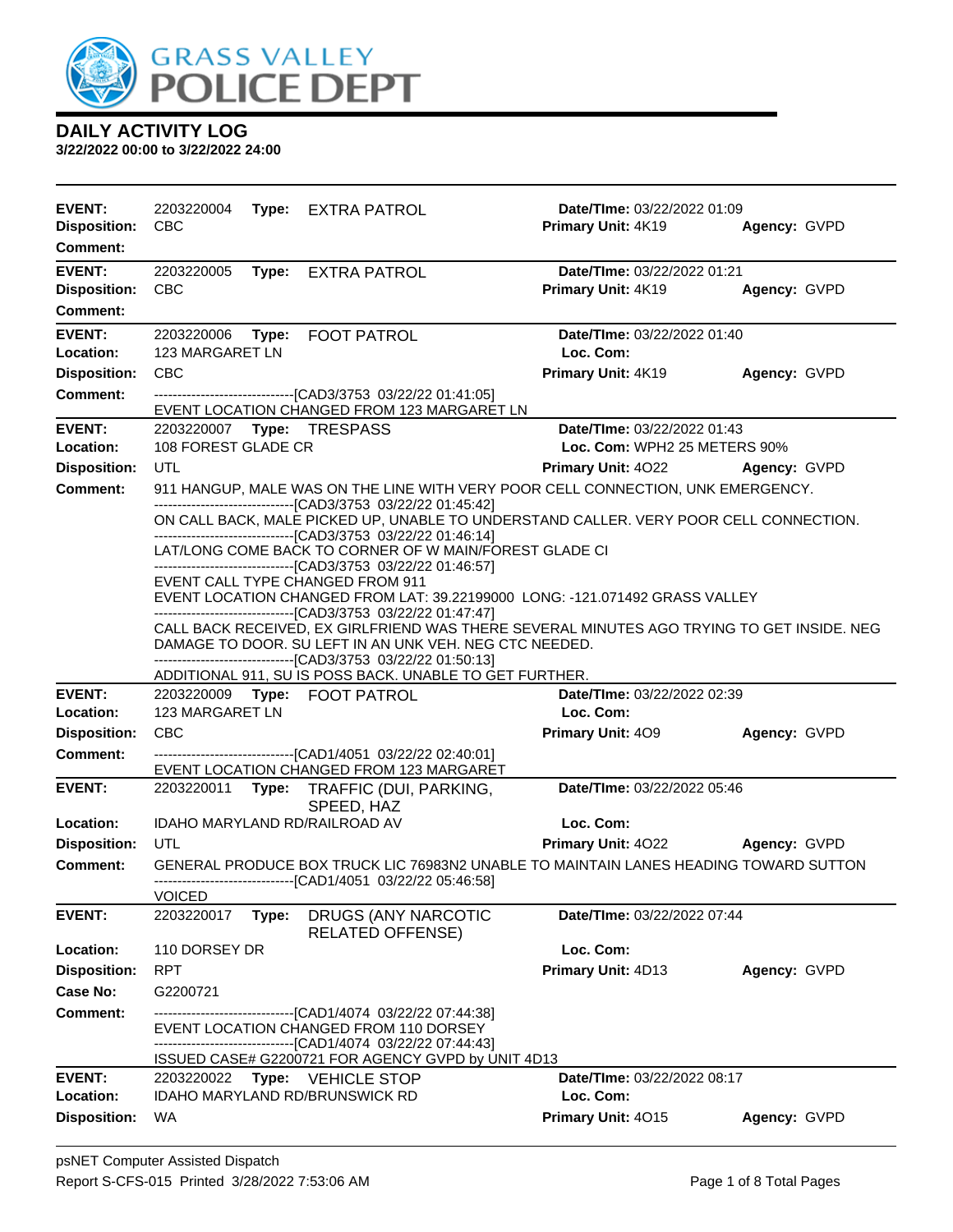GRASS VALLEY POLICE DEPT

# DAILY ACTIVITY LOG

**3/22/2022 00:00 to 3/22/2022 24:00**

---

**EVENT:** 2203220004 **Type:** EXTRA PATROL **Date/TIme:** 03/22/2022 01:09
**Disposition:** CBC **Primary Unit:** 4K19 **Agency:** GVPD
**Comment:**

---

**EVENT:** 2203220005 **Type:** EXTRA PATROL **Date/TIme:** 03/22/2022 01:21
**Disposition:** CBC **Primary Unit:** 4K19 **Agency:** GVPD
**Comment:**

---

**EVENT:** 2203220006 **Type:** FOOT PATROL **Date/TIme:** 03/22/2022 01:40
**Location:** 123 MARGARET LN **Loc. Com:**
**Disposition:** CBC **Primary Unit:** 4K19 **Agency:** GVPD
**Comment:**
------------------------------[CAD3/3753 03/22/22 01:41:05]
EVENT LOCATION CHANGED FROM 123 MARGARET LN

---

**EVENT:** 2203220007 **Type:** TRESPASS **Date/TIme:** 03/22/2022 01:43
**Location:** 108 FOREST GLADE CR **Loc. Com:** WPH2 25 METERS 90%
**Disposition:** UTL **Primary Unit:** 4O22 **Agency:** GVPD
**Comment:** 911 HANGUP, MALE WAS ON THE LINE WITH VERY POOR CELL CONNECTION, UNK EMERGENCY.
------------------------------[CAD3/3753 03/22/22 01:45:42]
ON CALL BACK, MALE PICKED UP, UNABLE TO UNDERSTAND CALLER. VERY POOR CELL CONNECTION.
------------------------------[CAD3/3753 03/22/22 01:46:14]
LAT/LONG COME BACK TO CORNER OF W MAIN/FOREST GLADE CI
------------------------------[CAD3/3753 03/22/22 01:46:57]
EVENT CALL TYPE CHANGED FROM 911
EVENT LOCATION CHANGED FROM LAT: 39.22199000 LONG: -121.071492 GRASS VALLEY
------------------------------[CAD3/3753 03/22/22 01:47:47]
CALL BACK RECEIVED, EX GIRLFRIEND WAS THERE SEVERAL MINUTES AGO TRYING TO GET INSIDE. NEG DAMAGE TO DOOR. SU LEFT IN AN UNK VEH. NEG CTC NEEDED.
------------------------------[CAD3/3753 03/22/22 01:50:13]
ADDITIONAL 911, SU IS POSS BACK. UNABLE TO GET FURTHER.

---

**EVENT:** 2203220009 **Type:** FOOT PATROL **Date/TIme:** 03/22/2022 02:39
**Location:** 123 MARGARET LN **Loc. Com:**
**Disposition:** CBC **Primary Unit:** 4O9 **Agency:** GVPD
**Comment:**
------------------------------[CAD1/4051 03/22/22 02:40:01]
EVENT LOCATION CHANGED FROM 123 MARGARET

---

**EVENT:** 2203220011 **Type:** TRAFFIC (DUI, PARKING, SPEED, HAZ **Date/TIme:** 03/22/2022 05:46
**Location:** IDAHO MARYLAND RD/RAILROAD AV **Loc. Com:**
**Disposition:** UTL **Primary Unit:** 4O22 **Agency:** GVPD
**Comment:** GENERAL PRODUCE BOX TRUCK LIC 76983N2 UNABLE TO MAINTAIN LANES HEADING TOWARD SUTTON
------------------------------[CAD1/4051 03/22/22 05:46:58]
VOICED

---

**EVENT:** 2203220017 **Type:** DRUGS (ANY NARCOTIC RELATED OFFENSE) **Date/TIme:** 03/22/2022 07:44
**Location:** 110 DORSEY DR **Loc. Com:**
**Disposition:** RPT **Primary Unit:** 4D13 **Agency:** GVPD
**Case No:** G2200721
**Comment:**
------------------------------[CAD1/4074 03/22/22 07:44:38]
EVENT LOCATION CHANGED FROM 110 DORSEY
------------------------------[CAD1/4074 03/22/22 07:44:43]
ISSUED CASE# G2200721 FOR AGENCY GVPD by UNIT 4D13

---

**EVENT:** 2203220022 **Type:** VEHICLE STOP **Date/TIme:** 03/22/2022 08:17
**Location:** IDAHO MARYLAND RD/BRUNSWICK RD **Loc. Com:**
**Disposition:** WA **Primary Unit:** 4O15 **Agency:** GVPD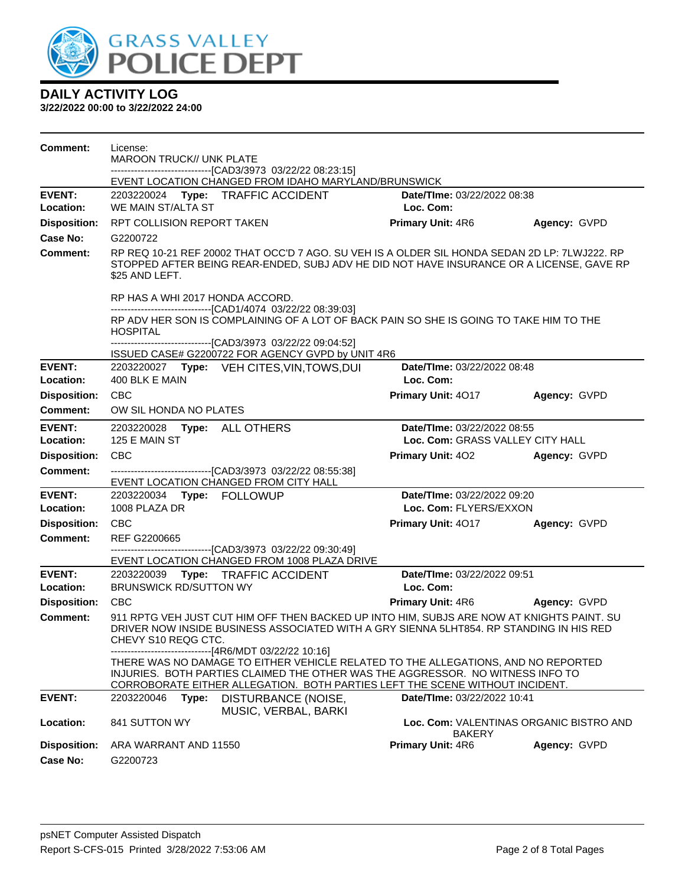# GRASS VALLEY POLICE DEPT

## DAILY ACTIVITY LOG

**3/22/2022 00:00 to 3/22/2022 24:00**

**Comment:** License:
MAROON TRUCK// UNK PLATE
------------------------------[CAD3/3973 03/22/22 08:23:15]
EVENT LOCATION CHANGED FROM IDAHO MARYLAND/BRUNSWICK

---

**EVENT:** 2203220024 **Type:** TRAFFIC ACCIDENT **Date/TIme:** 03/22/2022 08:38
**Location:** WE MAIN ST/ALTA ST **Loc. Com:**
**Disposition:** RPT COLLISION REPORT TAKEN **Primary Unit:** 4R6 **Agency:** GVPD
**Case No:** G2200722
**Comment:** RP REQ 10-21 REF 20002 THAT OCC'D 7 AGO. SU VEH IS A OLDER SIL HONDA SEDAN 2D LP: 7LWJ222. RP STOPPED AFTER BEING REAR-ENDED, SUBJ ADV HE DID NOT HAVE INSURANCE OR A LICENSE, GAVE RP $25 AND LEFT.

RP HAS A WHI 2017 HONDA ACCORD.
------------------------------[CAD1/4074 03/22/22 08:39:03]
RP ADV HER SON IS COMPLAINING OF A LOT OF BACK PAIN SO SHE IS GOING TO TAKE HIM TO THE HOSPITAL
------------------------------[CAD3/3973 03/22/22 09:04:52]
ISSUED CASE# G2200722 FOR AGENCY GVPD by UNIT 4R6

---

**EVENT:** 2203220027 **Type:** VEH CITES,VIN,TOWS,DUI **Date/TIme:** 03/22/2022 08:48
**Location:** 400 BLK E MAIN **Loc. Com:**
**Disposition:** CBC **Primary Unit:** 4O17 **Agency:** GVPD
**Comment:** OW SIL HONDA NO PLATES

---

**EVENT:** 2203220028 **Type:** ALL OTHERS **Date/TIme:** 03/22/2022 08:55
**Location:** 125 E MAIN ST **Loc. Com:** GRASS VALLEY CITY HALL
**Disposition:** CBC **Primary Unit:** 4O2 **Agency:** GVPD
**Comment:** ------------------------------[CAD3/3973 03/22/22 08:55:38]
EVENT LOCATION CHANGED FROM CITY HALL

---

**EVENT:** 2203220034 **Type:** FOLLOWUP **Date/TIme:** 03/22/2022 09:20
**Location:** 1008 PLAZA DR **Loc. Com:** FLYERS/EXXON
**Disposition:** CBC **Primary Unit:** 4O17 **Agency:** GVPD
**Comment:** REF G2200665
------------------------------[CAD3/3973 03/22/22 09:30:49]
EVENT LOCATION CHANGED FROM 1008 PLAZA DRIVE

---

**EVENT:** 2203220039 **Type:** TRAFFIC ACCIDENT **Date/TIme:** 03/22/2022 09:51
**Location:** BRUNSWICK RD/SUTTON WY **Loc. Com:**
**Disposition:** CBC **Primary Unit:** 4R6 **Agency:** GVPD
**Comment:** 911 RPTG VEH JUST CUT HIM OFF THEN BACKED UP INTO HIM, SUBJS ARE NOW AT KNIGHTS PAINT. SU DRIVER NOW INSIDE BUSINESS ASSOCIATED WITH A GRY SIENNA 5LHT854. RP STANDING IN HIS RED CHEVY S10 REQG CTC.
------------------------------[4R6/MDT 03/22/22 10:16]
THERE WAS NO DAMAGE TO EITHER VEHICLE RELATED TO THE ALLEGATIONS, AND NO REPORTED INJURIES. BOTH PARTIES CLAIMED THE OTHER WAS THE AGGRESSOR. NO WITNESS INFO TO CORROBORATE EITHER ALLEGATION. BOTH PARTIES LEFT THE SCENE WITHOUT INCIDENT.

---

**EVENT:** 2203220046 **Type:** DISTURBANCE (NOISE, MUSIC, VERBAL, BARKI **Date/TIme:** 03/22/2022 10:41
**Location:** 841 SUTTON WY **Loc. Com:** VALENTINAS ORGANIC BISTRO AND BAKERY
**Disposition:** ARA WARRANT AND 11550 **Primary Unit:** 4R6 **Agency:** GVPD
**Case No:** G2200723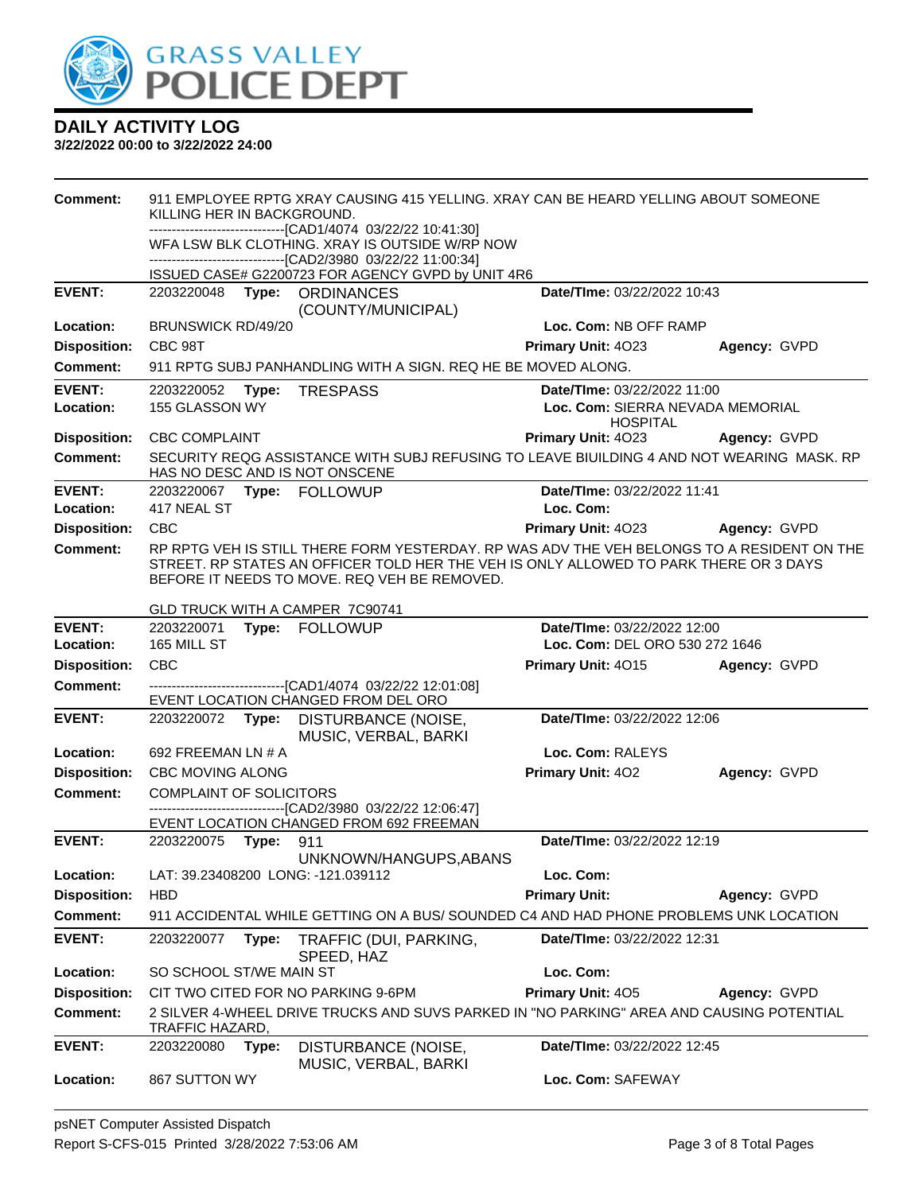# DAILY ACTIVITY LOG

**3/22/2022 00:00 to 3/22/2022 24:00**

**Comment:** 911 EMPLOYEE RPTG XRAY CAUSING 415 YELLING. XRAY CAN BE HEARD YELLING ABOUT SOMEONE KILLING HER IN BACKGROUND.
------------------------------[CAD1/4074 03/22/22 10:41:30]
WFA LSW BLK CLOTHING. XRAY IS OUTSIDE W/RP NOW
------------------------------[CAD2/3980 03/22/22 11:00:34]
ISSUED CASE# G2200723 FOR AGENCY GVPD by UNIT 4R6

---

**EVENT:** 2203220048 **Type:** ORDINANCES (COUNTY/MUNICIPAL) **Date/TIme:** 03/22/2022 10:43
**Location:** BRUNSWICK RD/49/20 **Loc. Com:** NB OFF RAMP
**Disposition:** CBC 98T **Primary Unit:** 4O23 **Agency:** GVPD
**Comment:** 911 RPTG SUBJ PANHANDLING WITH A SIGN. REQ HE BE MOVED ALONG.

---

**EVENT:** 2203220052 **Type:** TRESPASS **Date/TIme:** 03/22/2022 11:00
**Location:** 155 GLASSON WY **Loc. Com:** SIERRA NEVADA MEMORIAL HOSPITAL
**Disposition:** CBC COMPLAINT **Primary Unit:** 4O23 **Agency:** GVPD
**Comment:** SECURITY REQG ASSISTANCE WITH SUBJ REFUSING TO LEAVE BIUILDING 4 AND NOT WEARING MASK. RP HAS NO DESC AND IS NOT ONSCENE

---

**EVENT:** 2203220067 **Type:** FOLLOWUP **Date/TIme:** 03/22/2022 11:41
**Location:** 417 NEAL ST **Loc. Com:**
**Disposition:** CBC **Primary Unit:** 4O23 **Agency:** GVPD
**Comment:** RP RPTG VEH IS STILL THERE FORM YESTERDAY. RP WAS ADV THE VEH BELONGS TO A RESIDENT ON THE STREET. RP STATES AN OFFICER TOLD HER THE VEH IS ONLY ALLOWED TO PARK THERE OR 3 DAYS BEFORE IT NEEDS TO MOVE. REQ VEH BE REMOVED.

GLD TRUCK WITH A CAMPER 7C90741

---

**EVENT:** 2203220071 **Type:** FOLLOWUP **Date/TIme:** 03/22/2022 12:00
**Location:** 165 MILL ST **Loc. Com:** DEL ORO 530 272 1646
**Disposition:** CBC **Primary Unit:** 4O15 **Agency:** GVPD
**Comment:** ------------------------------[CAD1/4074 03/22/22 12:01:08]
EVENT LOCATION CHANGED FROM DEL ORO

---

**EVENT:** 2203220072 **Type:** DISTURBANCE (NOISE, MUSIC, VERBAL, BARKI **Date/TIme:** 03/22/2022 12:06
**Location:** 692 FREEMAN LN # A **Loc. Com:** RALEYS
**Disposition:** CBC MOVING ALONG **Primary Unit:** 4O2 **Agency:** GVPD
**Comment:** COMPLAINT OF SOLICITORS
------------------------------[CAD2/3980 03/22/22 12:06:47]
EVENT LOCATION CHANGED FROM 692 FREEMAN

---

**EVENT:** 2203220075 **Type:** 911 UNKNOWN/HANGUPS,ABANS **Date/TIme:** 03/22/2022 12:19
**Location:** LAT: 39.23408200 LONG: -121.039112 **Loc. Com:**
**Disposition:** HBD **Primary Unit:** **Agency:** GVPD
**Comment:** 911 ACCIDENTAL WHILE GETTING ON A BUS/ SOUNDED C4 AND HAD PHONE PROBLEMS UNK LOCATION

---

**EVENT:** 2203220077 **Type:** TRAFFIC (DUI, PARKING, SPEED, HAZ **Date/TIme:** 03/22/2022 12:31
**Location:** SO SCHOOL ST/WE MAIN ST **Loc. Com:**
**Disposition:** CIT TWO CITED FOR NO PARKING 9-6PM **Primary Unit:** 4O5 **Agency:** GVPD
**Comment:** 2 SILVER 4-WHEEL DRIVE TRUCKS AND SUVS PARKED IN "NO PARKING" AREA AND CAUSING POTENTIAL TRAFFIC HAZARD,

---

**EVENT:** 2203220080 **Type:** DISTURBANCE (NOISE, MUSIC, VERBAL, BARKI **Date/TIme:** 03/22/2022 12:45
**Location:** 867 SUTTON WY **Loc. Com:** SAFEWAY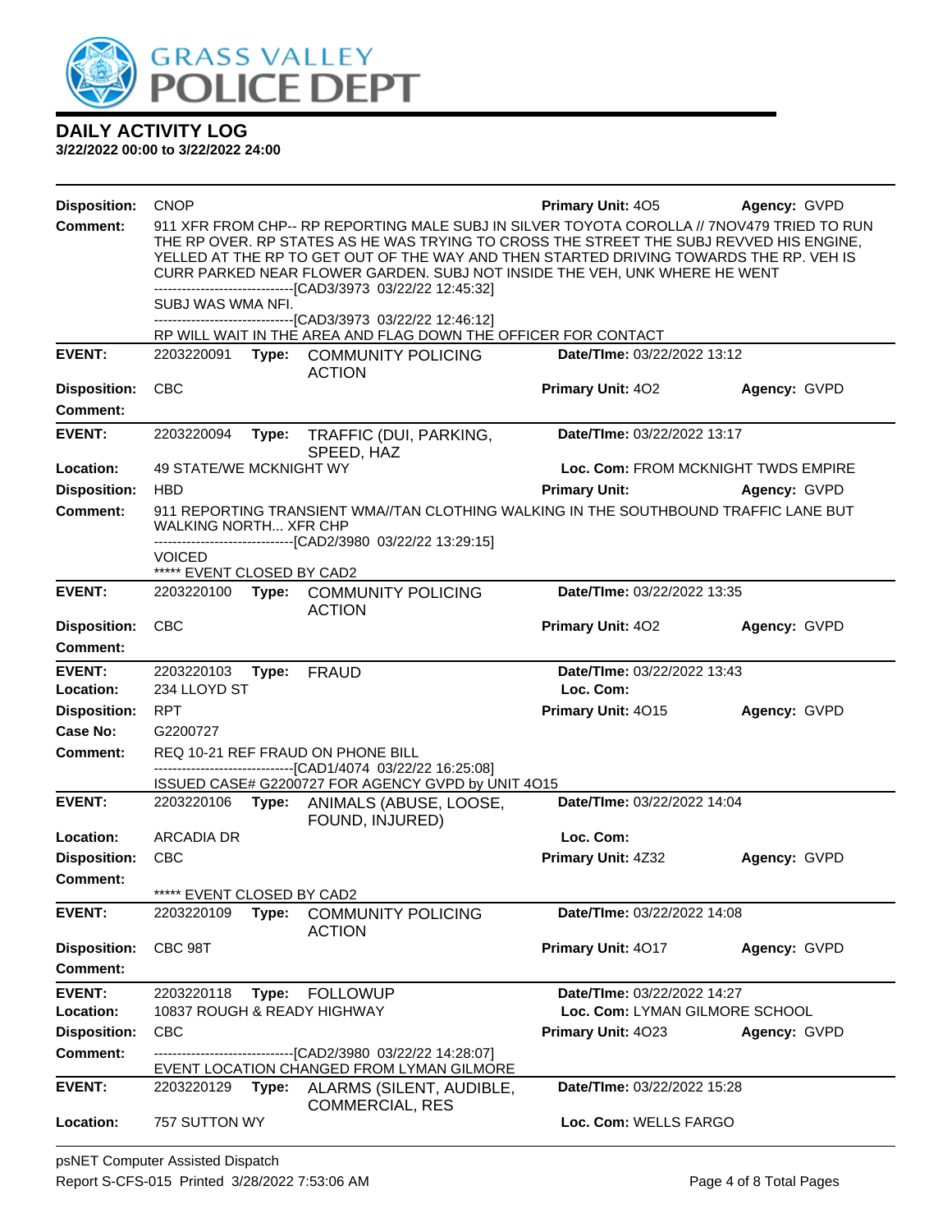**DAILY ACTIVITY LOG**

**3/22/2022 00:00 to 3/22/2022 24:00**

**Disposition:** CNOP **Primary Unit:** 4O5 **Agency:** GVPD

**Comment:** 911 XFR FROM CHP-- RP REPORTING MALE SUBJ IN SILVER TOYOTA COROLLA // 7NOV479 TRIED TO RUN THE RP OVER. RP STATES AS HE WAS TRYING TO CROSS THE STREET THE SUBJ REVVED HIS ENGINE, YELLED AT THE RP TO GET OUT OF THE WAY AND THEN STARTED DRIVING TOWARDS THE RP. VEH IS CURR PARKED NEAR FLOWER GARDEN. SUBJ NOT INSIDE THE VEH, UNK WHERE HE WENT
------------------------------[CAD3/3973 03/22/22 12:45:32]
SUBJ WAS WMA NFI.
------------------------------[CAD3/3973 03/22/22 12:46:12]
RP WILL WAIT IN THE AREA AND FLAG DOWN THE OFFICER FOR CONTACT

---

**EVENT:** 2203220091 **Type:** COMMUNITY POLICING ACTION **Date/TIme:** 03/22/2022 13:12

**Disposition:** CBC **Primary Unit:** 4O2 **Agency:** GVPD

**Comment:**

---

**EVENT:** 2203220094 **Type:** TRAFFIC (DUI, PARKING, SPEED, HAZ **Date/TIme:** 03/22/2022 13:17

**Location:** 49 STATE/WE MCKNIGHT WY **Loc. Com:** FROM MCKNIGHT TWDS EMPIRE

**Disposition:** HBD **Primary Unit:** **Agency:** GVPD

**Comment:** 911 REPORTING TRANSIENT WMA//TAN CLOTHING WALKING IN THE SOUTHBOUND TRAFFIC LANE BUT WALKING NORTH... XFR CHP
------------------------------[CAD2/3980 03/22/22 13:29:15]
VOICED
***** EVENT CLOSED BY CAD2

---

**EVENT:** 2203220100 **Type:** COMMUNITY POLICING ACTION **Date/TIme:** 03/22/2022 13:35

**Disposition:** CBC **Primary Unit:** 4O2 **Agency:** GVPD

**Comment:**

---

**EVENT:** 2203220103 **Type:** FRAUD **Date/TIme:** 03/22/2022 13:43

**Location:** 234 LLOYD ST **Loc. Com:**

**Disposition:** RPT **Primary Unit:** 4O15 **Agency:** GVPD

**Case No:** G2200727

**Comment:** REQ 10-21 REF FRAUD ON PHONE BILL
------------------------------[CAD1/4074 03/22/22 16:25:08]
ISSUED CASE# G2200727 FOR AGENCY GVPD by UNIT 4O15

---

**EVENT:** 2203220106 **Type:** ANIMALS (ABUSE, LOOSE, FOUND, INJURED) **Date/TIme:** 03/22/2022 14:04

**Location:** ARCADIA DR **Loc. Com:**

**Disposition:** CBC **Primary Unit:** 4Z32 **Agency:** GVPD

**Comment:**
***** EVENT CLOSED BY CAD2

---

**EVENT:** 2203220109 **Type:** COMMUNITY POLICING ACTION **Date/TIme:** 03/22/2022 14:08

**Disposition:** CBC 98T **Primary Unit:** 4O17 **Agency:** GVPD

**Comment:**

---

**EVENT:** 2203220118 **Type:** FOLLOWUP **Date/TIme:** 03/22/2022 14:27

**Location:** 10837 ROUGH & READY HIGHWAY **Loc. Com:** LYMAN GILMORE SCHOOL

**Disposition:** CBC **Primary Unit:** 4O23 **Agency:** GVPD

**Comment:** ------------------------------[CAD2/3980 03/22/22 14:28:07]
EVENT LOCATION CHANGED FROM LYMAN GILMORE

---

**EVENT:** 2203220129 **Type:** ALARMS (SILENT, AUDIBLE, COMMERCIAL, RES **Date/TIme:** 03/22/2022 15:28

**Location:** 757 SUTTON WY **Loc. Com:** WELLS FARGO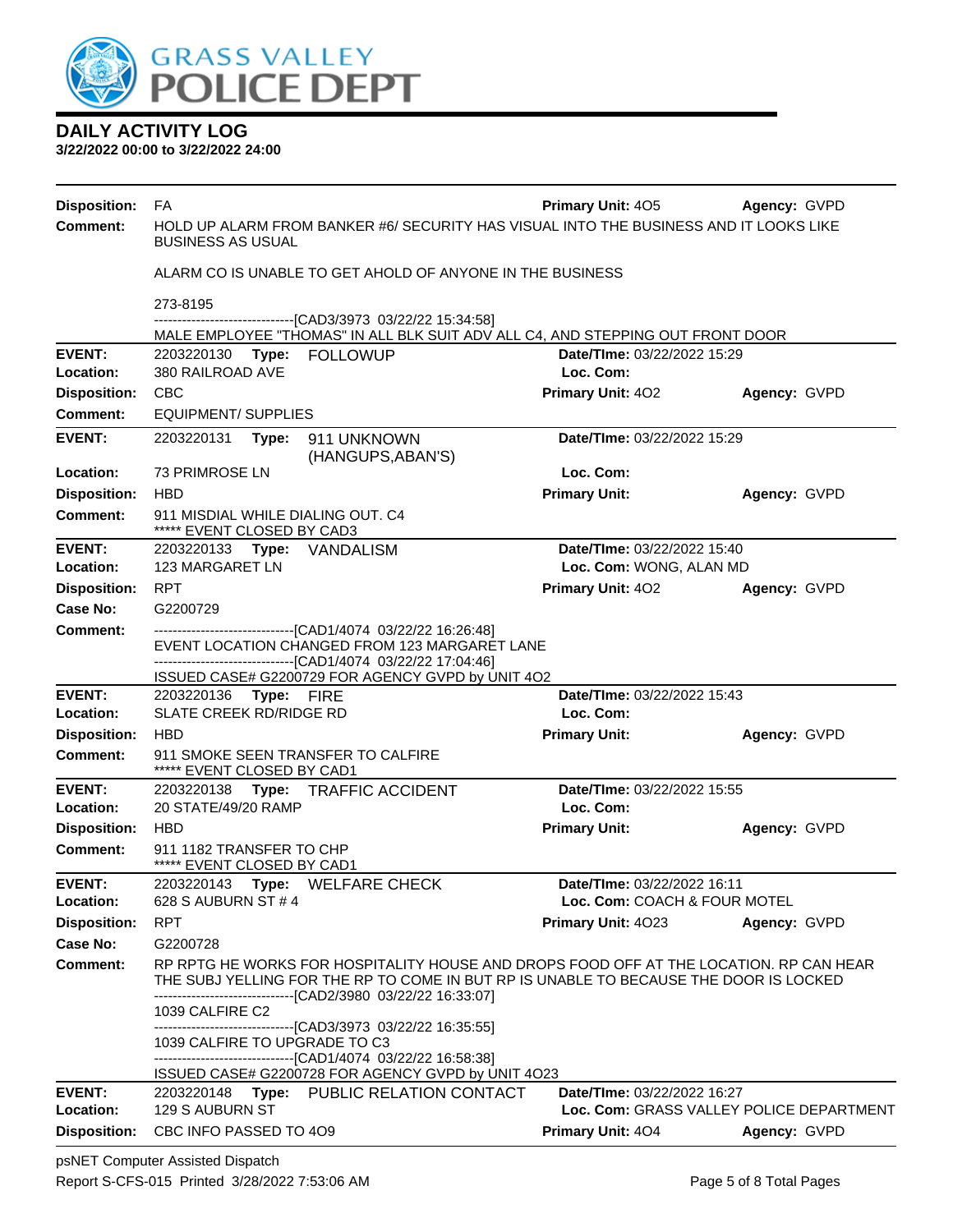# DAILY ACTIVITY LOG

**3/22/2022 00:00 to 3/22/2022 24:00**

**Disposition:** FA **Primary Unit:** 4O5 **Agency:** GVPD

**Comment:** HOLD UP ALARM FROM BANKER #6/ SECURITY HAS VISUAL INTO THE BUSINESS AND IT LOOKS LIKE BUSINESS AS USUAL

ALARM CO IS UNABLE TO GET AHOLD OF ANYONE IN THE BUSINESS

273-8195

------------------------------[CAD3/3973 03/22/22 15:34:58]
MALE EMPLOYEE "THOMAS" IN ALL BLK SUIT ADV ALL C4, AND STEPPING OUT FRONT DOOR

---

**EVENT:** 2203220130 **Type:** FOLLOWUP **Date/TIme:** 03/22/2022 15:29

**Location:** 380 RAILROAD AVE **Loc. Com:**

**Disposition:** CBC **Primary Unit:** 4O2 **Agency:** GVPD

**Comment:** EQUIPMENT/ SUPPLIES

---

**EVENT:** 2203220131 **Type:** 911 UNKNOWN (HANGUPS,ABAN'S) **Date/TIme:** 03/22/2022 15:29

**Location:** 73 PRIMROSE LN **Loc. Com:**

**Disposition:** HBD **Primary Unit:** **Agency:** GVPD

**Comment:** 911 MISDIAL WHILE DIALING OUT. C4
***** EVENT CLOSED BY CAD3

---

**EVENT:** 2203220133 **Type:** VANDALISM **Date/TIme:** 03/22/2022 15:40

**Location:** 123 MARGARET LN **Loc. Com:** WONG, ALAN MD

**Disposition:** RPT **Primary Unit:** 4O2 **Agency:** GVPD

**Case No:** G2200729

**Comment:** ------------------------------[CAD1/4074 03/22/22 16:26:48]
EVENT LOCATION CHANGED FROM 123 MARGARET LANE
------------------------------[CAD1/4074 03/22/22 17:04:46]
ISSUED CASE# G2200729 FOR AGENCY GVPD by UNIT 4O2

---

**EVENT:** 2203220136 **Type:** FIRE **Date/TIme:** 03/22/2022 15:43

**Location:** SLATE CREEK RD/RIDGE RD **Loc. Com:**

**Disposition:** HBD **Primary Unit:** **Agency:** GVPD

**Comment:** 911 SMOKE SEEN TRANSFER TO CALFIRE
***** EVENT CLOSED BY CAD1

---

**EVENT:** 2203220138 **Type:** TRAFFIC ACCIDENT **Date/TIme:** 03/22/2022 15:55

**Location:** 20 STATE/49/20 RAMP **Loc. Com:**

**Disposition:** HBD **Primary Unit:** **Agency:** GVPD

**Comment:** 911 1182 TRANSFER TO CHP
***** EVENT CLOSED BY CAD1

---

**EVENT:** 2203220143 **Type:** WELFARE CHECK **Date/TIme:** 03/22/2022 16:11

**Location:** 628 S AUBURN ST # 4 **Loc. Com:** COACH & FOUR MOTEL

**Disposition:** RPT **Primary Unit:** 4O23 **Agency:** GVPD

**Case No:** G2200728

**Comment:** RP RPTG HE WORKS FOR HOSPITALITY HOUSE AND DROPS FOOD OFF AT THE LOCATION. RP CAN HEAR THE SUBJ YELLING FOR THE RP TO COME IN BUT RP IS UNABLE TO BECAUSE THE DOOR IS LOCKED
------------------------------[CAD2/3980 03/22/22 16:33:07]
1039 CALFIRE C2
------------------------------[CAD3/3973 03/22/22 16:35:55]
1039 CALFIRE TO UPGRADE TO C3
------------------------------[CAD1/4074 03/22/22 16:58:38]
ISSUED CASE# G2200728 FOR AGENCY GVPD by UNIT 4O23

---

**EVENT:** 2203220148 **Type:** PUBLIC RELATION CONTACT **Date/TIme:** 03/22/2022 16:27

**Location:** 129 S AUBURN ST **Loc. Com:** GRASS VALLEY POLICE DEPARTMENT

**Disposition:** CBC INFO PASSED TO 4O9 **Primary Unit:** 4O4 **Agency:** GVPD

psNET Computer Assisted Dispatch
Report S-CFS-015 Printed 3/28/2022 7:53:06 AM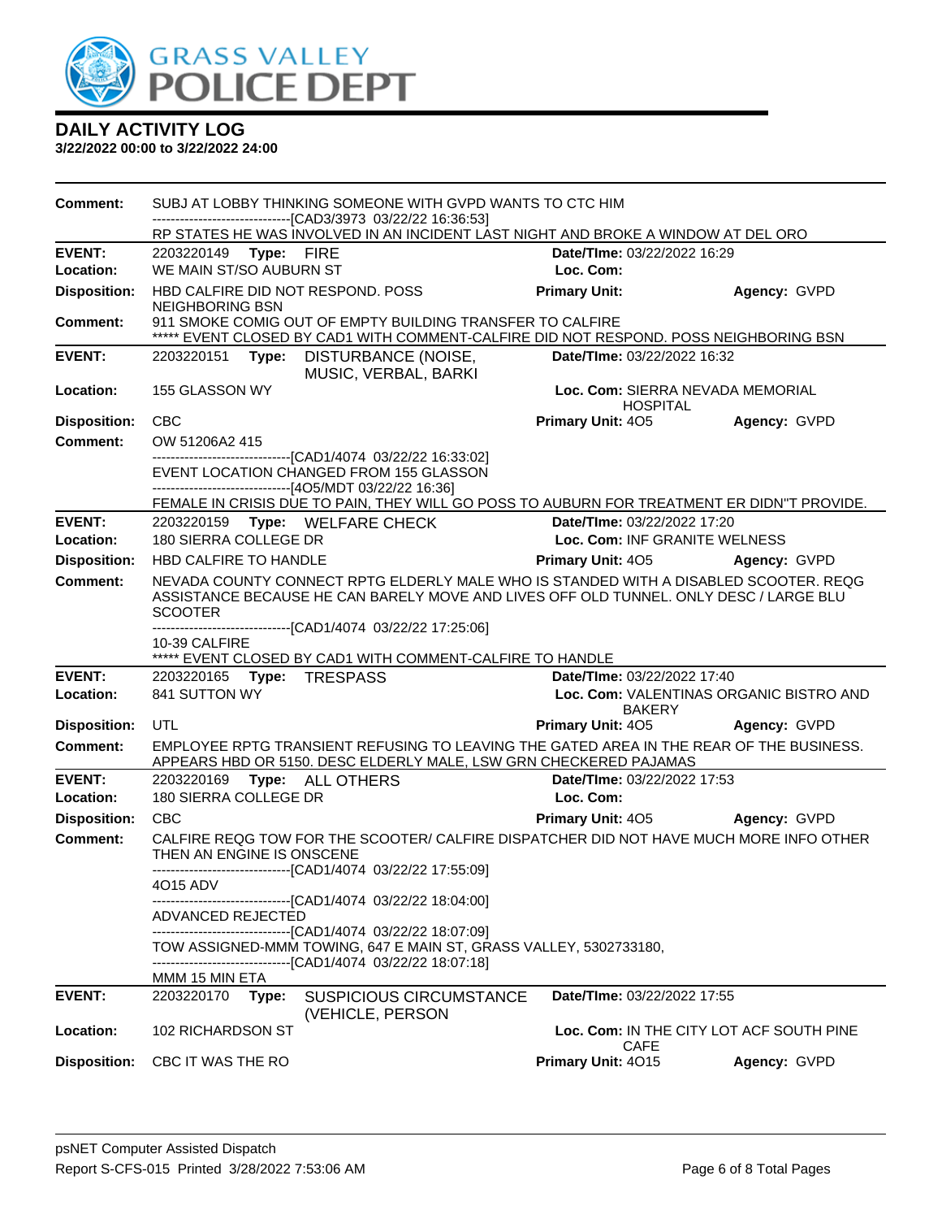# DAILY ACTIVITY LOG

**3/22/2022 00:00 to 3/22/2022 24:00**

**Comment:** SUBJ AT LOBBY THINKING SOMEONE WITH GVPD WANTS TO CTC HIM
------------------------------[CAD3/3973 03/22/22 16:36:53]
RP STATES HE WAS INVOLVED IN AN INCIDENT LAST NIGHT AND BROKE A WINDOW AT DEL ORO

---

**EVENT:** 2203220149 **Type:** FIRE **Date/TIme:** 03/22/2022 16:29
**Location:** WE MAIN ST/SO AUBURN ST **Loc. Com:**
**Disposition:** HBD CALFIRE DID NOT RESPOND. POSS NEIGHBORING BSN **Primary Unit:** **Agency:** GVPD
**Comment:** 911 SMOKE COMIG OUT OF EMPTY BUILDING TRANSFER TO CALFIRE
***** EVENT CLOSED BY CAD1 WITH COMMENT-CALFIRE DID NOT RESPOND. POSS NEIGHBORING BSN

---

**EVENT:** 2203220151 **Type:** DISTURBANCE (NOISE, MUSIC, VERBAL, BARKI **Date/TIme:** 03/22/2022 16:32
**Location:** 155 GLASSON WY **Loc. Com:** SIERRA NEVADA MEMORIAL HOSPITAL
**Disposition:** CBC **Primary Unit:** 4O5 **Agency:** GVPD
**Comment:** OW 51206A2 415
------------------------------[CAD1/4074 03/22/22 16:33:02]
EVENT LOCATION CHANGED FROM 155 GLASSON
------------------------------[4O5/MDT 03/22/22 16:36]
FEMALE IN CRISIS DUE TO PAIN, THEY WILL GO POSS TO AUBURN FOR TREATMENT ER DIDN"T PROVIDE.

---

**EVENT:** 2203220159 **Type:** WELFARE CHECK **Date/TIme:** 03/22/2022 17:20
**Location:** 180 SIERRA COLLEGE DR **Loc. Com:** INF GRANITE WELNESS
**Disposition:** HBD CALFIRE TO HANDLE **Primary Unit:** 4O5 **Agency:** GVPD
**Comment:** NEVADA COUNTY CONNECT RPTG ELDERLY MALE WHO IS STANDED WITH A DISABLED SCOOTER. REQG ASSISTANCE BECAUSE HE CAN BARELY MOVE AND LIVES OFF OLD TUNNEL. ONLY DESC / LARGE BLU SCOOTER
------------------------------[CAD1/4074 03/22/22 17:25:06]
10-39 CALFIRE
***** EVENT CLOSED BY CAD1 WITH COMMENT-CALFIRE TO HANDLE

---

**EVENT:** 2203220165 **Type:** TRESPASS **Date/TIme:** 03/22/2022 17:40
**Location:** 841 SUTTON WY **Loc. Com:** VALENTINAS ORGANIC BISTRO AND BAKERY
**Disposition:** UTL **Primary Unit:** 4O5 **Agency:** GVPD
**Comment:** EMPLOYEE RPTG TRANSIENT REFUSING TO LEAVING THE GATED AREA IN THE REAR OF THE BUSINESS. APPEARS HBD OR 5150. DESC ELDERLY MALE, LSW GRN CHECKERED PAJAMAS

---

**EVENT:** 2203220169 **Type:** ALL OTHERS **Date/TIme:** 03/22/2022 17:53
**Location:** 180 SIERRA COLLEGE DR **Loc. Com:**
**Disposition:** CBC **Primary Unit:** 4O5 **Agency:** GVPD
**Comment:** CALFIRE REQG TOW FOR THE SCOOTER/ CALFIRE DISPATCHER DID NOT HAVE MUCH MORE INFO OTHER THEN AN ENGINE IS ONSCENE
------------------------------[CAD1/4074 03/22/22 17:55:09]
4O15 ADV
------------------------------[CAD1/4074 03/22/22 18:04:00]
ADVANCED REJECTED
------------------------------[CAD1/4074 03/22/22 18:07:09]
TOW ASSIGNED-MMM TOWING, 647 E MAIN ST, GRASS VALLEY, 5302733180,
------------------------------[CAD1/4074 03/22/22 18:07:18]
MMM 15 MIN ETA

---

**EVENT:** 2203220170 **Type:** SUSPICIOUS CIRCUMSTANCE (VEHICLE, PERSON **Date/TIme:** 03/22/2022 17:55
**Location:** 102 RICHARDSON ST **Loc. Com:** IN THE CITY LOT ACF SOUTH PINE CAFE
**Disposition:** CBC IT WAS THE RO **Primary Unit:** 4O15 **Agency:** GVPD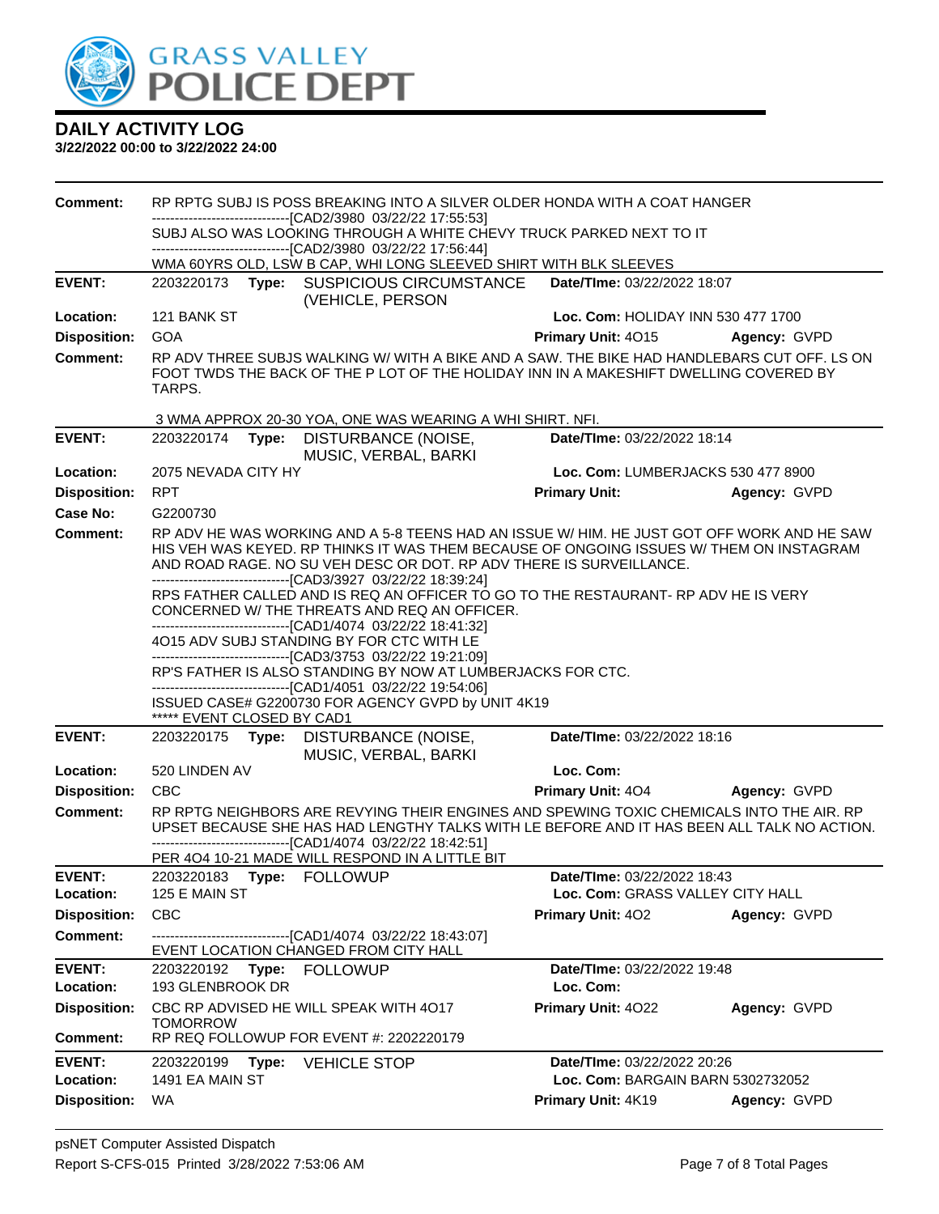# DAILY ACTIVITY LOG

**3/22/2022 00:00 to 3/22/2022 24:00**

**Comment:** RP RPTG SUBJ IS POSS BREAKING INTO A SILVER OLDER HONDA WITH A COAT HANGER
------------------------------[CAD2/3980 03/22/22 17:55:53]
SUBJ ALSO WAS LOOKING THROUGH A WHITE CHEVY TRUCK PARKED NEXT TO IT
------------------------------[CAD2/3980 03/22/22 17:56:44]
WMA 60YRS OLD, LSW B CAP, WHI LONG SLEEVED SHIRT WITH BLK SLEEVES

---

**EVENT:** 2203220173 **Type:** SUSPICIOUS CIRCUMSTANCE (VEHICLE, PERSON **Date/TIme:** 03/22/2022 18:07
**Location:** 121 BANK ST **Loc. Com:** HOLIDAY INN 530 477 1700
**Disposition:** GOA **Primary Unit:** 4O15 **Agency:** GVPD
**Comment:** RP ADV THREE SUBJS WALKING W/ WITH A BIKE AND A SAW. THE BIKE HAD HANDLEBARS CUT OFF. LS ON FOOT TWDS THE BACK OF THE P LOT OF THE HOLIDAY INN IN A MAKESHIFT DWELLING COVERED BY TARPS.

3 WMA APPROX 20-30 YOA, ONE WAS WEARING A WHI SHIRT. NFI.

---

**EVENT:** 2203220174 **Type:** DISTURBANCE (NOISE, MUSIC, VERBAL, BARKI **Date/TIme:** 03/22/2022 18:14
**Location:** 2075 NEVADA CITY HY **Loc. Com:** LUMBERJACKS 530 477 8900
**Disposition:** RPT **Primary Unit:** **Agency:** GVPD
**Case No:** G2200730
**Comment:** RP ADV HE WAS WORKING AND A 5-8 TEENS HAD AN ISSUE W/ HIM. HE JUST GOT OFF WORK AND HE SAW HIS VEH WAS KEYED. RP THINKS IT WAS THEM BECAUSE OF ONGOING ISSUES W/ THEM ON INSTAGRAM AND ROAD RAGE. NO SU VEH DESC OR DOT. RP ADV THERE IS SURVEILLANCE.
------------------------------[CAD3/3927 03/22/22 18:39:24]
RPS FATHER CALLED AND IS REQ AN OFFICER TO GO TO THE RESTAURANT- RP ADV HE IS VERY CONCERNED W/ THE THREATS AND REQ AN OFFICER.
------------------------------[CAD1/4074 03/22/22 18:41:32]
4O15 ADV SUBJ STANDING BY FOR CTC WITH LE
------------------------------[CAD3/3753 03/22/22 19:21:09]
RP'S FATHER IS ALSO STANDING BY NOW AT LUMBERJACKS FOR CTC.
------------------------------[CAD1/4051 03/22/22 19:54:06]
ISSUED CASE# G2200730 FOR AGENCY GVPD by UNIT 4K19
***** EVENT CLOSED BY CAD1

---

**EVENT:** 2203220175 **Type:** DISTURBANCE (NOISE, MUSIC, VERBAL, BARKI **Date/TIme:** 03/22/2022 18:16
**Location:** 520 LINDEN AV **Loc. Com:**
**Disposition:** CBC **Primary Unit:** 4O4 **Agency:** GVPD
**Comment:** RP RPTG NEIGHBORS ARE REVYING THEIR ENGINES AND SPEWING TOXIC CHEMICALS INTO THE AIR. RP UPSET BECAUSE SHE HAS HAD LENGTHY TALKS WITH LE BEFORE AND IT HAS BEEN ALL TALK NO ACTION.
------------------------------[CAD1/4074 03/22/22 18:42:51]
PER 4O4 10-21 MADE WILL RESPOND IN A LITTLE BIT

---

**EVENT:** 2203220183 **Type:** FOLLOWUP **Date/TIme:** 03/22/2022 18:43
**Location:** 125 E MAIN ST **Loc. Com:** GRASS VALLEY CITY HALL
**Disposition:** CBC **Primary Unit:** 4O2 **Agency:** GVPD
**Comment:** ------------------------------[CAD1/4074 03/22/22 18:43:07]
EVENT LOCATION CHANGED FROM CITY HALL

---

**EVENT:** 2203220192 **Type:** FOLLOWUP **Date/TIme:** 03/22/2022 19:48
**Location:** 193 GLENBROOK DR **Loc. Com:**
**Disposition:** CBC RP ADVISED HE WILL SPEAK WITH 4O17 TOMORROW **Primary Unit:** 4O22 **Agency:** GVPD
**Comment:** RP REQ FOLLOWUP FOR EVENT #: 2202220179

---

**EVENT:** 2203220199 **Type:** VEHICLE STOP **Date/TIme:** 03/22/2022 20:26
**Location:** 1491 EA MAIN ST **Loc. Com:** BARGAIN BARN 5302732052
**Disposition:** WA **Primary Unit:** 4K19 **Agency:** GVPD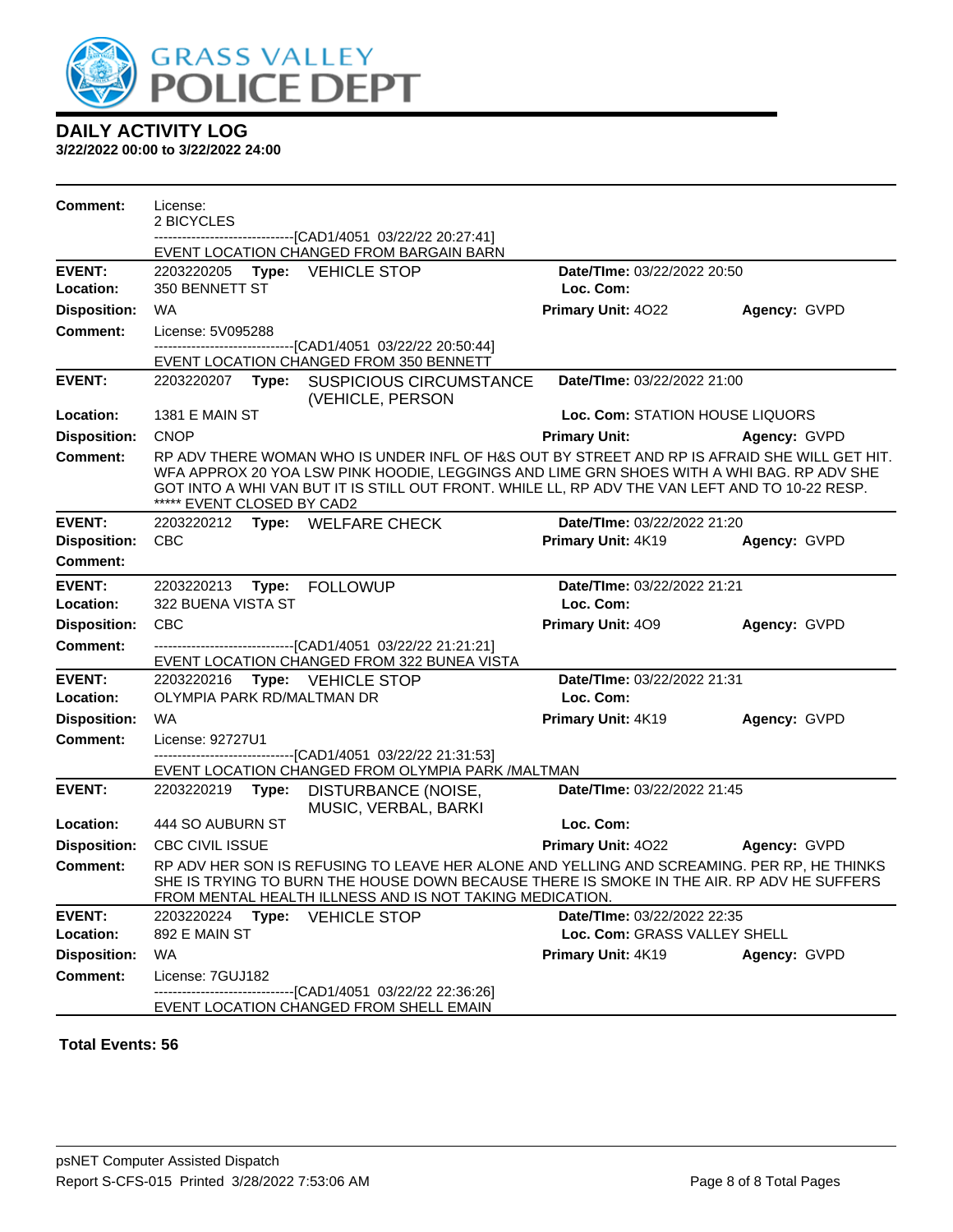# GRASS VALLEY POLICE DEPT

## DAILY ACTIVITY LOG

**3/22/2022 00:00 to 3/22/2022 24:00**

| | | | |
|---|---|---|---|
| **Comment:** | License:<br>2 BICYCLES<br>------------------------------[CAD1/4051 03/22/22 20:27:41]<br>EVENT LOCATION CHANGED FROM BARGAIN BARN | | |
| **EVENT:** | 2203220205 **Type:** VEHICLE STOP | **Date/TIme:** 03/22/2022 20:50 | |
| **Location:** | 350 BENNETT ST | **Loc. Com:** | |
| **Disposition:** | WA | **Primary Unit:** 4O22 | **Agency:** GVPD |
| **Comment:** | License: 5V095288<br>------------------------------[CAD1/4051 03/22/22 20:50:44]<br>EVENT LOCATION CHANGED FROM 350 BENNETT | | |
| **EVENT:** | 2203220207 **Type:** SUSPICIOUS CIRCUMSTANCE (VEHICLE, PERSON | **Date/TIme:** 03/22/2022 21:00 | |
| **Location:** | 1381 E MAIN ST | **Loc. Com:** STATION HOUSE LIQUORS | |
| **Disposition:** | CNOP | **Primary Unit:** | **Agency:** GVPD |
| **Comment:** | RP ADV THERE WOMAN WHO IS UNDER INFL OF H&S OUT BY STREET AND RP IS AFRAID SHE WILL GET HIT. WFA APPROX 20 YOA LSW PINK HOODIE, LEGGINGS AND LIME GRN SHOES WITH A WHI BAG. RP ADV SHE GOT INTO A WHI VAN BUT IT IS STILL OUT FRONT. WHILE LL, RP ADV THE VAN LEFT AND TO 10-22 RESP.<br>***** EVENT CLOSED BY CAD2 | | |
| **EVENT:** | 2203220212 **Type:** WELFARE CHECK | **Date/TIme:** 03/22/2022 21:20 | |
| **Disposition:** | CBC | **Primary Unit:** 4K19 | **Agency:** GVPD |
| **Comment:** | | | |
| **EVENT:** | 2203220213 **Type:** FOLLOWUP | **Date/TIme:** 03/22/2022 21:21 | |
| **Location:** | 322 BUENA VISTA ST | **Loc. Com:** | |
| **Disposition:** | CBC | **Primary Unit:** 4O9 | **Agency:** GVPD |
| **Comment:** | ------------------------------[CAD1/4051 03/22/22 21:21:21]<br>EVENT LOCATION CHANGED FROM 322 BUNEA VISTA | | |
| **EVENT:** | 2203220216 **Type:** VEHICLE STOP | **Date/TIme:** 03/22/2022 21:31 | |
| **Location:** | OLYMPIA PARK RD/MALTMAN DR | **Loc. Com:** | |
| **Disposition:** | WA | **Primary Unit:** 4K19 | **Agency:** GVPD |
| **Comment:** | License: 92727U1<br>------------------------------[CAD1/4051 03/22/22 21:31:53]<br>EVENT LOCATION CHANGED FROM OLYMPIA PARK /MALTMAN | | |
| **EVENT:** | 2203220219 **Type:** DISTURBANCE (NOISE, MUSIC, VERBAL, BARKI | **Date/TIme:** 03/22/2022 21:45 | |
| **Location:** | 444 SO AUBURN ST | **Loc. Com:** | |
| **Disposition:** | CBC CIVIL ISSUE | **Primary Unit:** 4O22 | **Agency:** GVPD |
| **Comment:** | RP ADV HER SON IS REFUSING TO LEAVE HER ALONE AND YELLING AND SCREAMING. PER RP, HE THINKS SHE IS TRYING TO BURN THE HOUSE DOWN BECAUSE THERE IS SMOKE IN THE AIR. RP ADV HE SUFFERS FROM MENTAL HEALTH ILLNESS AND IS NOT TAKING MEDICATION. | | |
| **EVENT:** | 2203220224 **Type:** VEHICLE STOP | **Date/TIme:** 03/22/2022 22:35 | |
| **Location:** | 892 E MAIN ST | **Loc. Com:** GRASS VALLEY SHELL | |
| **Disposition:** | WA | **Primary Unit:** 4K19 | **Agency:** GVPD |
| **Comment:** | License: 7GUJ182<br>------------------------------[CAD1/4051 03/22/22 22:36:26]<br>EVENT LOCATION CHANGED FROM SHELL EMAIN | | |

**Total Events: 56**

psNET Computer Assisted Dispatch
Report S-CFS-015 Printed 3/28/2022 7:53:06 AM